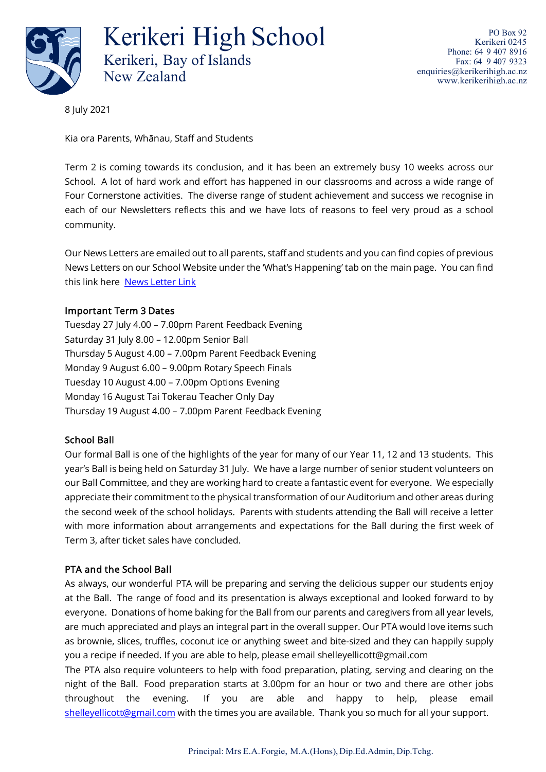# Kerikeri High School

Kerikeri, Bay of Islands
New Zealand

PO Box 92
Kerikeri 0245
Phone: 64 9 407 8916
Fax: 64 9 407 9323
enquiries@kerikerihigh.ac.nz
www.kerikerihigh.ac.nz

8 July 2021

Kia ora Parents, Whānau, Staff and Students

Term 2 is coming towards its conclusion, and it has been an extremely busy 10 weeks across our School. A lot of hard work and effort has happened in our classrooms and across a wide range of Four Cornerstone activities. The diverse range of student achievement and success we recognise in each of our Newsletters reflects this and we have lots of reasons to feel very proud as a school community.

Our News Letters are emailed out to all parents, staff and students and you can find copies of previous News Letters on our School Website under the 'What's Happening' tab on the main page. You can find this link here News Letter Link

### Important Term 3 Dates

Tuesday 27 July 4.00 – 7.00pm Parent Feedback Evening
Saturday 31 July 8.00 – 12.00pm Senior Ball
Thursday 5 August 4.00 – 7.00pm Parent Feedback Evening
Monday 9 August 6.00 – 9.00pm Rotary Speech Finals
Tuesday 10 August 4.00 – 7.00pm Options Evening
Monday 16 August Tai Tokerau Teacher Only Day
Thursday 19 August 4.00 – 7.00pm Parent Feedback Evening

### School Ball

Our formal Ball is one of the highlights of the year for many of our Year 11, 12 and 13 students. This year's Ball is being held on Saturday 31 July. We have a large number of senior student volunteers on our Ball Committee, and they are working hard to create a fantastic event for everyone. We especially appreciate their commitment to the physical transformation of our Auditorium and other areas during the second week of the school holidays. Parents with students attending the Ball will receive a letter with more information about arrangements and expectations for the Ball during the first week of Term 3, after ticket sales have concluded.

### PTA and the School Ball

As always, our wonderful PTA will be preparing and serving the delicious supper our students enjoy at the Ball. The range of food and its presentation is always exceptional and looked forward to by everyone. Donations of home baking for the Ball from our parents and caregivers from all year levels, are much appreciated and plays an integral part in the overall supper. Our PTA would love items such as brownie, slices, truffles, coconut ice or anything sweet and bite-sized and they can happily supply you a recipe if needed. If you are able to help, please email shelleyellicott@gmail.com

The PTA also require volunteers to help with food preparation, plating, serving and clearing on the night of the Ball. Food preparation starts at 3.00pm for an hour or two and there are other jobs throughout the evening. If you are able and happy to help, please email shelleyellicott@gmail.com with the times you are available. Thank you so much for all your support.

Principal: Mrs E.A. Forgie, M.A.(Hons), Dip.Ed.Admin, Dip.Tchg.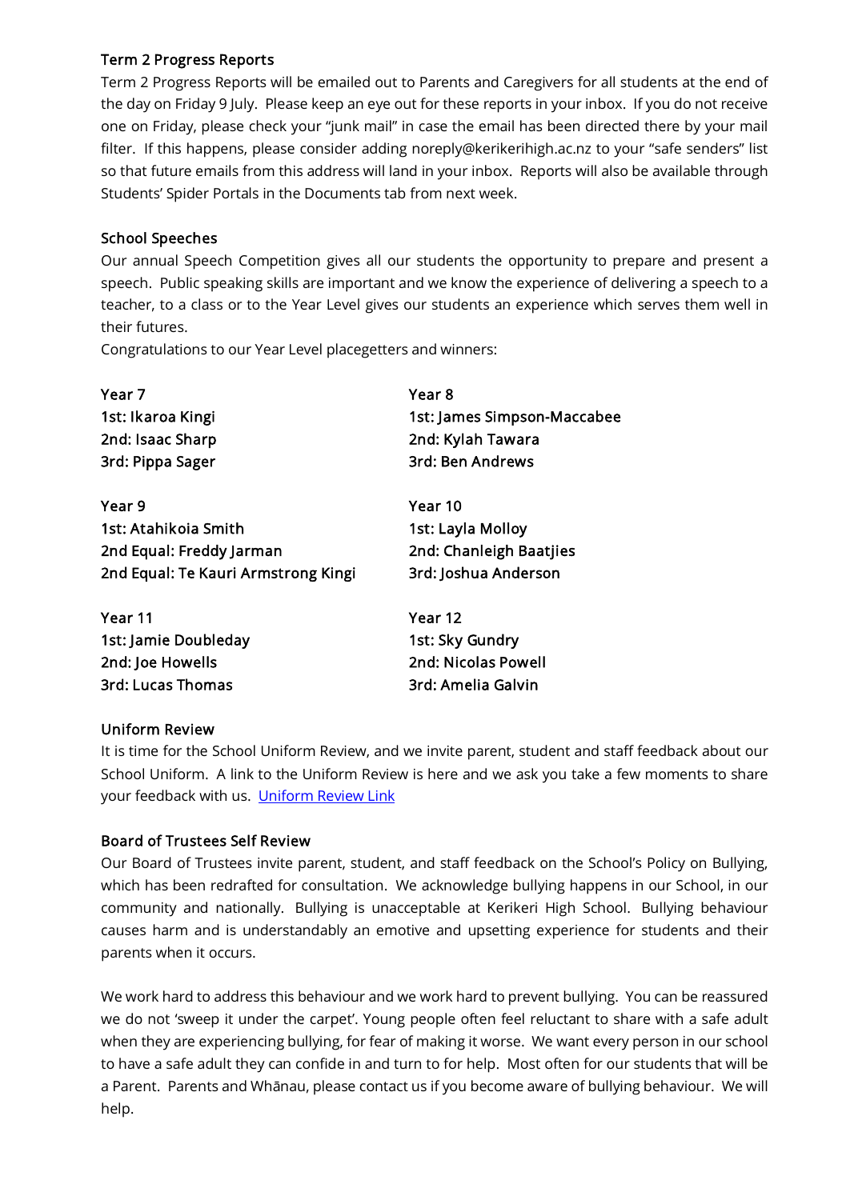### Term 2 Progress Reports

Term 2 Progress Reports will be emailed out to Parents and Caregivers for all students at the end of the day on Friday 9 July. Please keep an eye out for these reports in your inbox. If you do not receive one on Friday, please check your "junk mail" in case the email has been directed there by your mail filter. If this happens, please consider adding noreply@kerikerihigh.ac.nz to your "safe senders" list so that future emails from this address will land in your inbox. Reports will also be available through Students' Spider Portals in the Documents tab from next week.

### School Speeches

Our annual Speech Competition gives all our students the opportunity to prepare and present a speech. Public speaking skills are important and we know the experience of delivering a speech to a teacher, to a class or to the Year Level gives our students an experience which serves them well in their futures.

Congratulations to our Year Level placegetters and winners:

Year 7
1st: Ikaroa Kingi
2nd: Isaac Sharp
3rd: Pippa Sager

Year 8
1st: James Simpson-Maccabee
2nd: Kylah Tawara
3rd: Ben Andrews

Year 9
1st: Atahikoia Smith
2nd Equal: Freddy Jarman
2nd Equal: Te Kauri Armstrong Kingi

Year 10
1st: Layla Molloy
2nd: Chanleigh Baatjies
3rd: Joshua Anderson

Year 11
1st: Jamie Doubleday
2nd: Joe Howells
3rd: Lucas Thomas

Year 12
1st: Sky Gundry
2nd: Nicolas Powell
3rd: Amelia Galvin

### Uniform Review

It is time for the School Uniform Review, and we invite parent, student and staff feedback about our School Uniform. A link to the Uniform Review is here and we ask you take a few moments to share your feedback with us. Uniform Review Link

### Board of Trustees Self Review

Our Board of Trustees invite parent, student, and staff feedback on the School's Policy on Bullying, which has been redrafted for consultation. We acknowledge bullying happens in our School, in our community and nationally. Bullying is unacceptable at Kerikeri High School. Bullying behaviour causes harm and is understandably an emotive and upsetting experience for students and their parents when it occurs.

We work hard to address this behaviour and we work hard to prevent bullying. You can be reassured we do not 'sweep it under the carpet'. Young people often feel reluctant to share with a safe adult when they are experiencing bullying, for fear of making it worse. We want every person in our school to have a safe adult they can confide in and turn to for help. Most often for our students that will be a Parent. Parents and Whānau, please contact us if you become aware of bullying behaviour. We will help.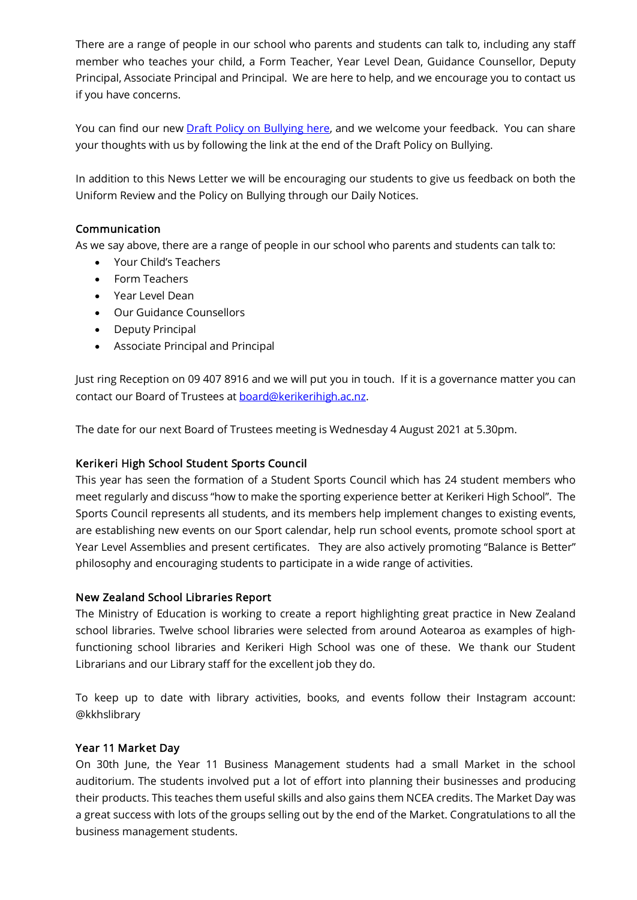There are a range of people in our school who parents and students can talk to, including any staff member who teaches your child, a Form Teacher, Year Level Dean, Guidance Counsellor, Deputy Principal, Associate Principal and Principal. We are here to help, and we encourage you to contact us if you have concerns.

You can find our new [Draft Policy on Bullying here](), and we welcome your feedback. You can share your thoughts with us by following the link at the end of the Draft Policy on Bullying.

In addition to this News Letter we will be encouraging our students to give us feedback on both the Uniform Review and the Policy on Bullying through our Daily Notices.

### Communication

As we say above, there are a range of people in our school who parents and students can talk to:

- Your Child's Teachers
- Form Teachers
- Year Level Dean
- Our Guidance Counsellors
- Deputy Principal
- Associate Principal and Principal

Just ring Reception on 09 407 8916 and we will put you in touch. If it is a governance matter you can contact our Board of Trustees at [board@kerikerihigh.ac.nz](mailto:board@kerikerihigh.ac.nz).

The date for our next Board of Trustees meeting is Wednesday 4 August 2021 at 5.30pm.

### Kerikeri High School Student Sports Council

This year has seen the formation of a Student Sports Council which has 24 student members who meet regularly and discuss "how to make the sporting experience better at Kerikeri High School". The Sports Council represents all students, and its members help implement changes to existing events, are establishing new events on our Sport calendar, help run school events, promote school sport at Year Level Assemblies and present certificates. They are also actively promoting "Balance is Better" philosophy and encouraging students to participate in a wide range of activities.

### New Zealand School Libraries Report

The Ministry of Education is working to create a report highlighting great practice in New Zealand school libraries. Twelve school libraries were selected from around Aotearoa as examples of high-functioning school libraries and Kerikeri High School was one of these. We thank our Student Librarians and our Library staff for the excellent job they do.

To keep up to date with library activities, books, and events follow their Instagram account: @kkhslibrary

### Year 11 Market Day

On 30th June, the Year 11 Business Management students had a small Market in the school auditorium. The students involved put a lot of effort into planning their businesses and producing their products. This teaches them useful skills and also gains them NCEA credits. The Market Day was a great success with lots of the groups selling out by the end of the Market. Congratulations to all the business management students.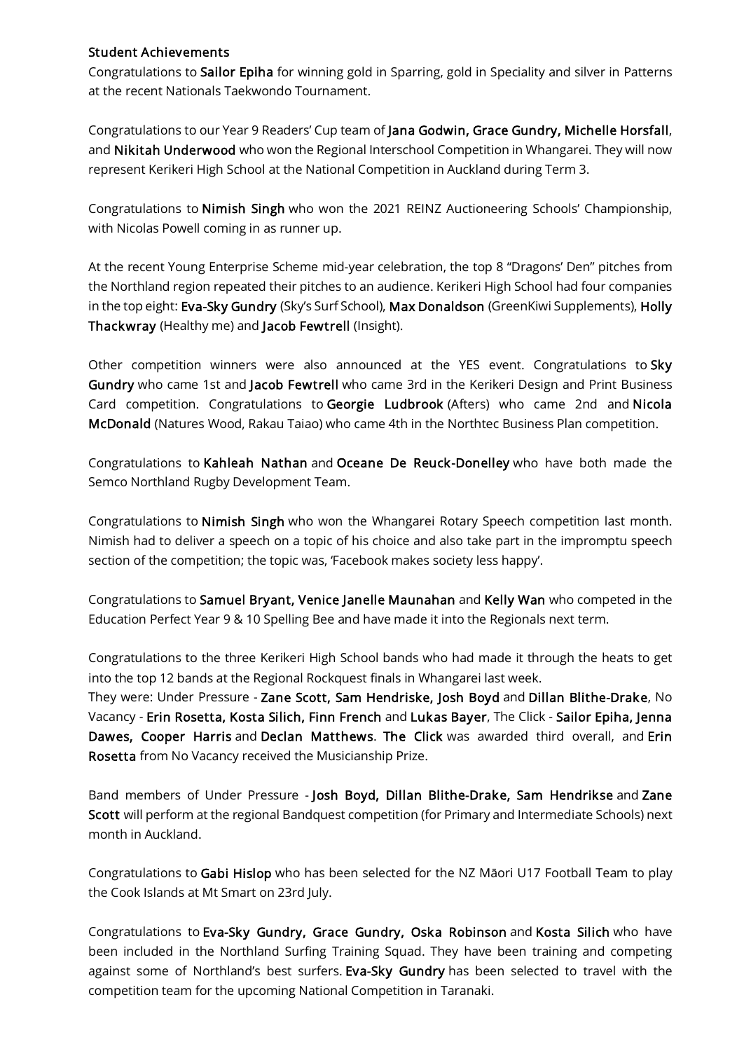## Student Achievements

Congratulations to **Sailor Epiha** for winning gold in Sparring, gold in Speciality and silver in Patterns at the recent Nationals Taekwondo Tournament.

Congratulations to our Year 9 Readers' Cup team of **Jana Godwin, Grace Gundry, Michelle Horsfall**, and **Nikitah Underwood** who won the Regional Interschool Competition in Whangarei. They will now represent Kerikeri High School at the National Competition in Auckland during Term 3.

Congratulations to **Nimish Singh** who won the 2021 REINZ Auctioneering Schools' Championship, with Nicolas Powell coming in as runner up.

At the recent Young Enterprise Scheme mid-year celebration, the top 8 "Dragons' Den" pitches from the Northland region repeated their pitches to an audience. Kerikeri High School had four companies in the top eight: **Eva-Sky Gundry** (Sky's Surf School), **Max Donaldson** (GreenKiwi Supplements), **Holly Thackwray** (Healthy me) and **Jacob Fewtrell** (Insight).

Other competition winners were also announced at the YES event. Congratulations to **Sky Gundry** who came 1st and **Jacob Fewtrell** who came 3rd in the Kerikeri Design and Print Business Card competition. Congratulations to **Georgie Ludbrook** (Afters) who came 2nd and **Nicola McDonald** (Natures Wood, Rakau Taiao) who came 4th in the Northtec Business Plan competition.

Congratulations to **Kahleah Nathan** and **Oceane De Reuck-Donelley** who have both made the Semco Northland Rugby Development Team.

Congratulations to **Nimish Singh** who won the Whangarei Rotary Speech competition last month. Nimish had to deliver a speech on a topic of his choice and also take part in the impromptu speech section of the competition; the topic was, 'Facebook makes society less happy'.

Congratulations to **Samuel Bryant, Venice Janelle Maunahan** and **Kelly Wan** who competed in the Education Perfect Year 9 & 10 Spelling Bee and have made it into the Regionals next term.

Congratulations to the three Kerikeri High School bands who had made it through the heats to get into the top 12 bands at the Regional Rockquest finals in Whangarei last week.
They were: Under Pressure - **Zane Scott, Sam Hendriske, Josh Boyd** and **Dillan Blithe-Drake**, No Vacancy - **Erin Rosetta, Kosta Silich, Finn French** and **Lukas Bayer**, The Click - **Sailor Epiha, Jenna Dawes, Cooper Harris** and **Declan Matthews**. **The Click** was awarded third overall, and **Erin Rosetta** from No Vacancy received the Musicianship Prize.

Band members of Under Pressure - **Josh Boyd, Dillan Blithe-Drake, Sam Hendrikse** and **Zane Scott** will perform at the regional Bandquest competition (for Primary and Intermediate Schools) next month in Auckland.

Congratulations to **Gabi Hislop** who has been selected for the NZ Māori U17 Football Team to play the Cook Islands at Mt Smart on 23rd July.

Congratulations to **Eva-Sky Gundry, Grace Gundry, Oska Robinson** and **Kosta Silich** who have been included in the Northland Surfing Training Squad. They have been training and competing against some of Northland's best surfers. **Eva-Sky Gundry** has been selected to travel with the competition team for the upcoming National Competition in Taranaki.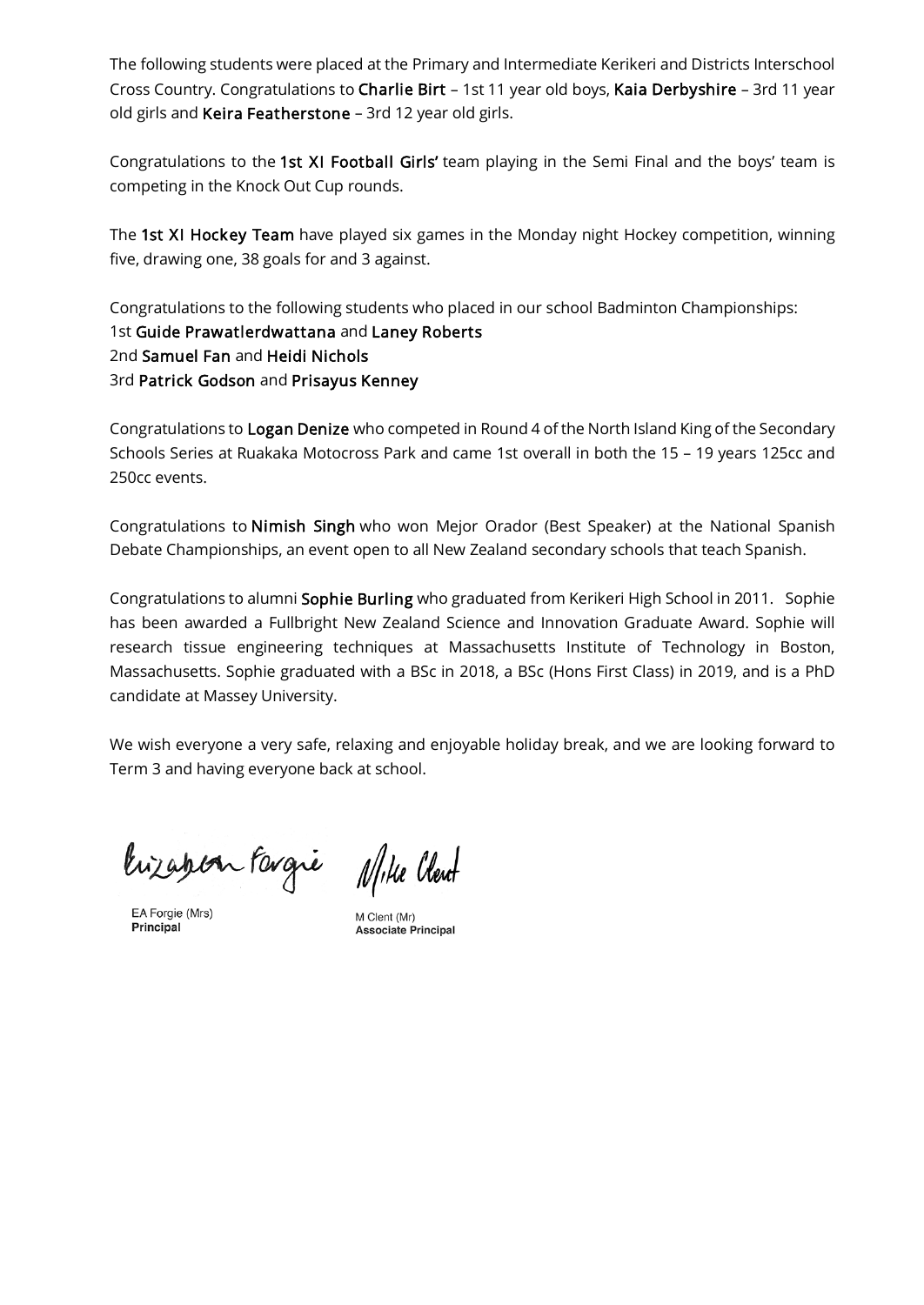The following students were placed at the Primary and Intermediate Kerikeri and Districts Interschool Cross Country. Congratulations to **Charlie Birt** – 1st 11 year old boys, **Kaia Derbyshire** – 3rd 11 year old girls and **Keira Featherstone** – 3rd 12 year old girls.

Congratulations to the **1st XI Football Girls'** team playing in the Semi Final and the boys' team is competing in the Knock Out Cup rounds.

The **1st XI Hockey Team** have played six games in the Monday night Hockey competition, winning five, drawing one, 38 goals for and 3 against.

Congratulations to the following students who placed in our school Badminton Championships:
1st **Guide Prawatlerdwattana** and **Laney Roberts**
2nd **Samuel Fan** and **Heidi Nichols**
3rd **Patrick Godson** and **Prisayus Kenney**

Congratulations to **Logan Denize** who competed in Round 4 of the North Island King of the Secondary Schools Series at Ruakaka Motocross Park and came 1st overall in both the 15 – 19 years 125cc and 250cc events.

Congratulations to **Nimish Singh** who won Mejor Orador (Best Speaker) at the National Spanish Debate Championships, an event open to all New Zealand secondary schools that teach Spanish.

Congratulations to alumni **Sophie Burling** who graduated from Kerikeri High School in 2011. Sophie has been awarded a Fullbright New Zealand Science and Innovation Graduate Award. Sophie will research tissue engineering techniques at Massachusetts Institute of Technology in Boston, Massachusetts. Sophie graduated with a BSc in 2018, a BSc (Hons First Class) in 2019, and is a PhD candidate at Massey University.

We wish everyone a very safe, relaxing and enjoyable holiday break, and we are looking forward to Term 3 and having everyone back at school.

EA Forgie (Mrs)
**Principal**

M Clent (Mr)
**Associate Principal**